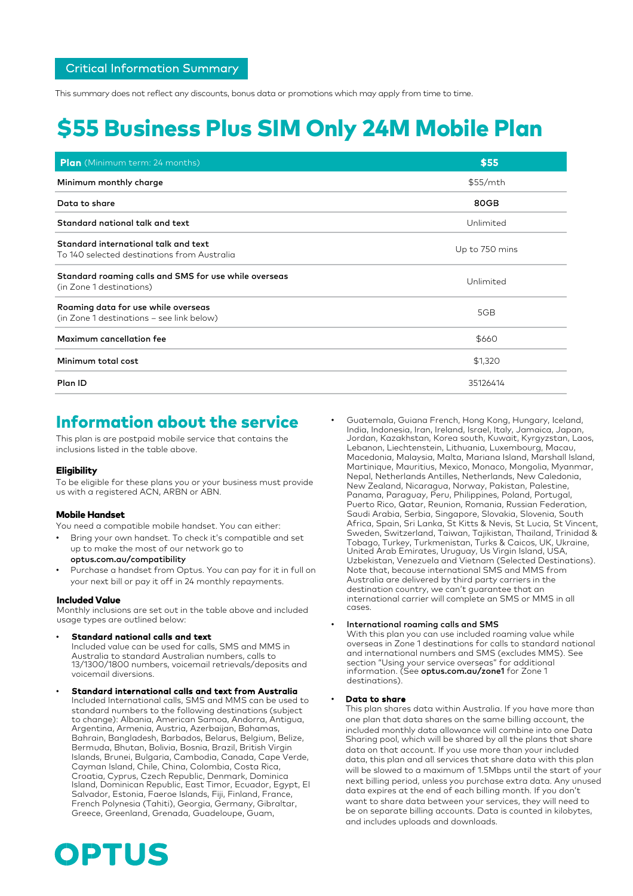Critical Information Summary

This summary does not reflect any discounts, bonus data or promotions which may apply from time to time.

# $55 Business Plus SIM Only 24M Mobile Plan

| **Plan** (Minimum term: 24 months) | **$55** |
|---|---|
| Minimum monthly charge | $55/mth |
| Data to share | **80GB** |
| Standard national talk and text | Unlimited |
| Standard international talk and text<br>To 140 selected destinations from Australia | Up to 750 mins |
| Standard roaming calls and SMS for use while overseas<br>(in Zone 1 destinations) | Unlimited |
| Roaming data for use while overseas<br>(in Zone 1 destinations – see link below) | 5GB |
| Maximum cancellation fee | $660 |
| Minimum total cost | $1,320 |
| Plan ID | 35126414 |

## Information about the service

This plan is are postpaid mobile service that contains the inclusions listed in the table above.

### Eligibility

To be eligible for these plans you or your business must provide us with a registered ACN, ARBN or ABN.

### Mobile Handset

You need a compatible mobile handset. You can either:

- Bring your own handset. To check it's compatible and set up to make the most of our network go to **optus.com.au/compatibility**
- Purchase a handset from Optus. You can pay for it in full on your next bill or pay it off in 24 monthly repayments.

### Included Value

Monthly inclusions are set out in the table above and included usage types are outlined below:

- **Standard national calls and text**
  Included value can be used for calls, SMS and MMS in Australia to standard Australian numbers, calls to 13/1300/1800 numbers, voicemail retrievals/deposits and voicemail diversions.

- **Standard international calls and text from Australia**
  Included International calls, SMS and MMS can be used to standard numbers to the following destinations (subject to change): Albania, American Samoa, Andorra, Antigua, Argentina, Armenia, Austria, Azerbaijan, Bahamas, Bahrain, Bangladesh, Barbados, Belarus, Belgium, Belize, Bermuda, Bhutan, Bolivia, Bosnia, Brazil, British Virgin Islands, Brunei, Bulgaria, Cambodia, Canada, Cape Verde, Cayman Island, Chile, China, Colombia, Costa Rica, Croatia, Cyprus, Czech Republic, Denmark, Dominica Island, Dominican Republic, East Timor, Ecuador, Egypt, El Salvador, Estonia, Faeroe Islands, Fiji, Finland, France, French Polynesia (Tahiti), Georgia, Germany, Gibraltar, Greece, Greenland, Grenada, Guadeloupe, Guam, Guatemala, Guiana French, Hong Kong, Hungary, Iceland, India, Indonesia, Iran, Ireland, Israel, Italy, Jamaica, Japan, Jordan, Kazakhstan, Korea south, Kuwait, Kyrgyzstan, Laos, Lebanon, Liechtenstein, Lithuania, Luxembourg, Macau, Macedonia, Malaysia, Malta, Mariana Island, Marshall Island, Martinique, Mauritius, Mexico, Monaco, Mongolia, Myanmar, Nepal, Netherlands Antilles, Netherlands, New Caledonia, New Zealand, Nicaragua, Norway, Pakistan, Palestine, Panama, Paraguay, Peru, Philippines, Poland, Portugal, Puerto Rico, Qatar, Reunion, Romania, Russian Federation, Saudi Arabia, Serbia, Singapore, Slovakia, Slovenia, South Africa, Spain, Sri Lanka, St Kitts & Nevis, St Lucia, St Vincent, Sweden, Switzerland, Taiwan, Tajikistan, Thailand, Trinidad & Tobago, Turkey, Turkmenistan, Turks & Caicos, UK, Ukraine, United Arab Emirates, Uruguay, Us Virgin Island, USA, Uzbekistan, Venezuela and Vietnam (Selected Destinations). Note that, because international SMS and MMS from Australia are delivered by third party carriers in the destination country, we can't guarantee that an international carrier will complete an SMS or MMS in all cases.

- **International roaming calls and SMS**
  With this plan you can use included roaming value while overseas in Zone 1 destinations for calls to standard national and international numbers and SMS (excludes MMS). See section "Using your service overseas" for additional information. (See **optus.com.au/zone1** for Zone 1 destinations).

- **Data to share**
  This plan shares data within Australia. If you have more than one plan that data shares on the same billing account, the included monthly data allowance will combine into one Data Sharing pool, which will be shared by all the plans that share data on that account. If you use more than your included data, this plan and all services that share data with this plan will be slowed to a maximum of 1.5Mbps until the start of your next billing period, unless you purchase extra data. Any unused data expires at the end of each billing month. If you don't want to share data between your services, they will need to be on separate billing accounts. Data is counted in kilobytes, and includes uploads and downloads.

OPTUS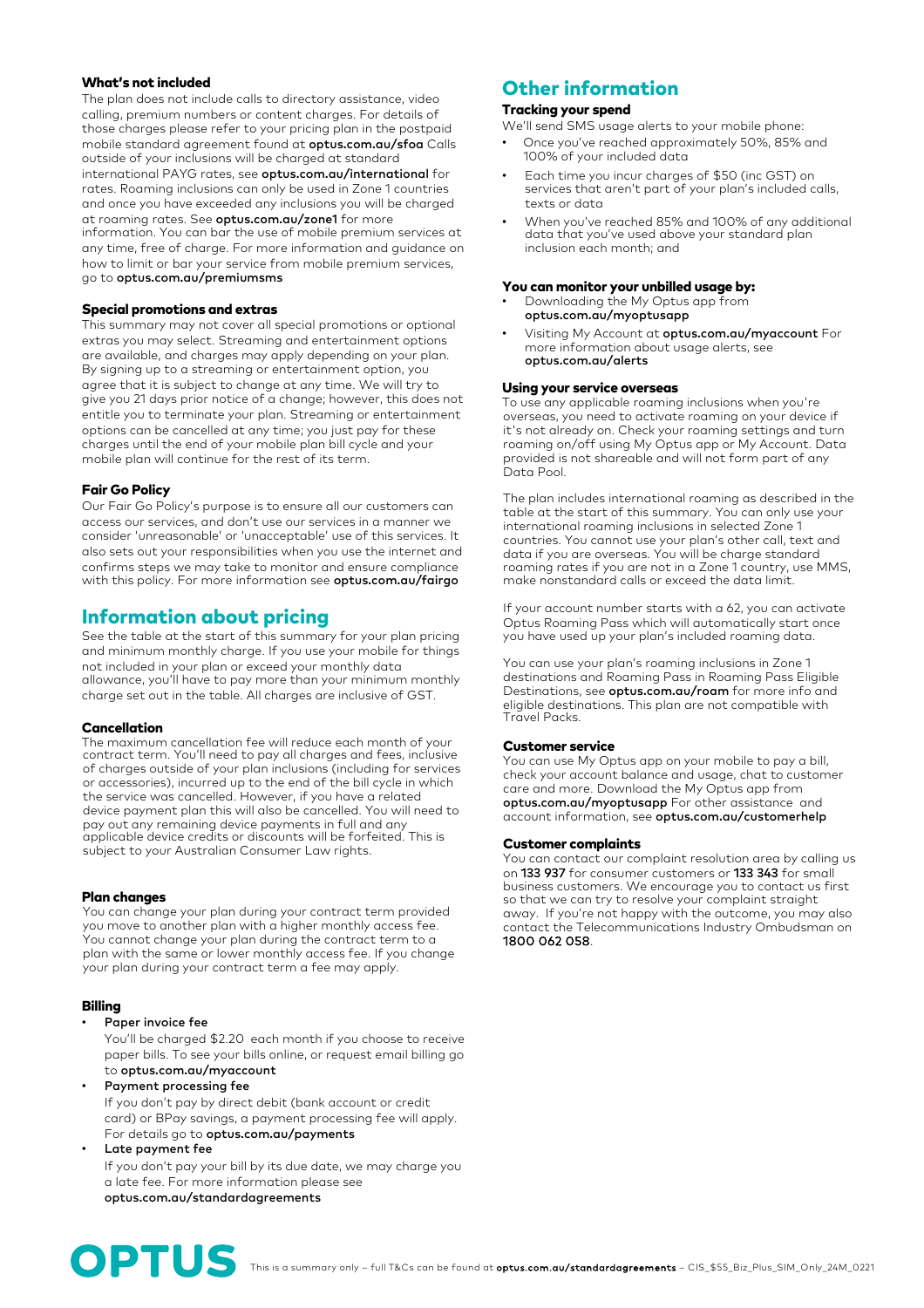#### What's not included

The plan does not include calls to directory assistance, video calling, premium numbers or content charges. For details of those charges please refer to your pricing plan in the postpaid mobile standard agreement found at **optus.com.au/sfoa** Calls outside of your inclusions will be charged at standard international PAYG rates, see **optus.com.au/international** for rates. Roaming inclusions can only be used in Zone 1 countries and once you have exceeded any inclusions you will be charged at roaming rates. See **optus.com.au/zone1** for more information. You can bar the use of mobile premium services at any time, free of charge. For more information and guidance on how to limit or bar your service from mobile premium services, go to **optus.com.au/premiumsms**

#### Special promotions and extras

This summary may not cover all special promotions or optional extras you may select. Streaming and entertainment options are available, and charges may apply depending on your plan. By signing up to a streaming or entertainment option, you agree that it is subject to change at any time. We will try to give you 21 days prior notice of a change; however, this does not entitle you to terminate your plan. Streaming or entertainment options can be cancelled at any time; you just pay for these charges until the end of your mobile plan bill cycle and your mobile plan will continue for the rest of its term.

#### Fair Go Policy

Our Fair Go Policy's purpose is to ensure all our customers can access our services, and don't use our services in a manner we consider 'unreasonable' or 'unacceptable' use of this services. It also sets out your responsibilities when you use the internet and confirms steps we may take to monitor and ensure compliance with this policy. For more information see **optus.com.au/fairgo**

## Information about pricing

See the table at the start of this summary for your plan pricing and minimum monthly charge. If you use your mobile for things not included in your plan or exceed your monthly data allowance, you'll have to pay more than your minimum monthly charge set out in the table. All charges are inclusive of GST.

#### Cancellation

The maximum cancellation fee will reduce each month of your contract term. You'll need to pay all charges and fees, inclusive of charges outside of your plan inclusions (including for services or accessories), incurred up to the end of the bill cycle in which the service was cancelled. However, if you have a related device payment plan this will also be cancelled. You will need to pay out any remaining device payments in full and any applicable device credits or discounts will be forfeited. This is subject to your Australian Consumer Law rights.

#### Plan changes

You can change your plan during your contract term provided you move to another plan with a higher monthly access fee. You cannot change your plan during the contract term to a plan with the same or lower monthly access fee. If you change your plan during your contract term a fee may apply.

#### Billing

- **Paper invoice fee**
  You'll be charged $2.20 each month if you choose to receive paper bills. To see your bills online, or request email billing go to **optus.com.au/myaccount**
- **Payment processing fee**
  If you don't pay by direct debit (bank account or credit card) or BPay savings, a payment processing fee will apply. For details go to **optus.com.au/payments**
- **Late payment fee**
  If you don't pay your bill by its due date, we may charge you a late fee. For more information please see **optus.com.au/standardagreements**

## Other information

#### Tracking your spend

We'll send SMS usage alerts to your mobile phone:

- Once you've reached approximately 50%, 85% and 100% of your included data
- Each time you incur charges of $50 (inc GST) on services that aren't part of your plan's included calls, texts or data
- When you've reached 85% and 100% of any additional data that you've used above your standard plan inclusion each month; and

#### You can monitor your unbilled usage by:

- Downloading the My Optus app from **optus.com.au/myoptusapp**
- Visiting My Account at **optus.com.au/myaccount** For more information about usage alerts, see **optus.com.au/alerts**

#### Using your service overseas

To use any applicable roaming inclusions when you're overseas, you need to activate roaming on your device if it's not already on. Check your roaming settings and turn roaming on/off using My Optus app or My Account. Data provided is not shareable and will not form part of any Data Pool.

The plan includes international roaming as described in the table at the start of this summary. You can only use your international roaming inclusions in selected Zone 1 countries. You cannot use your plan's other call, text and data if you are overseas. You will be charge standard roaming rates if you are not in a Zone 1 country, use MMS, make nonstandard calls or exceed the data limit.

If your account number starts with a 62, you can activate Optus Roaming Pass which will automatically start once you have used up your plan's included roaming data.

You can use your plan's roaming inclusions in Zone 1 destinations and Roaming Pass in Roaming Pass Eligible Destinations, see **optus.com.au/roam** for more info and eligible destinations. This plan are not compatible with Travel Packs.

#### Customer service

You can use My Optus app on your mobile to pay a bill, check your account balance and usage, chat to customer care and more. Download the My Optus app from **optus.com.au/myoptusapp** For other assistance and account information, see **optus.com.au/customerhelp**

#### Customer complaints

You can contact our complaint resolution area by calling us on **133 937** for consumer customers or **133 343** for small business customers. We encourage you to contact us first so that we can try to resolve your complaint straight away. If you're not happy with the outcome, you may also contact the Telecommunications Industry Ombudsman on **1800 062 058**.

OPTUS This is a summary only – full T&Cs can be found at **optus.com.au/standardagreements** – CIS_$55_Biz_Plus_SIM_Only_24M_0221